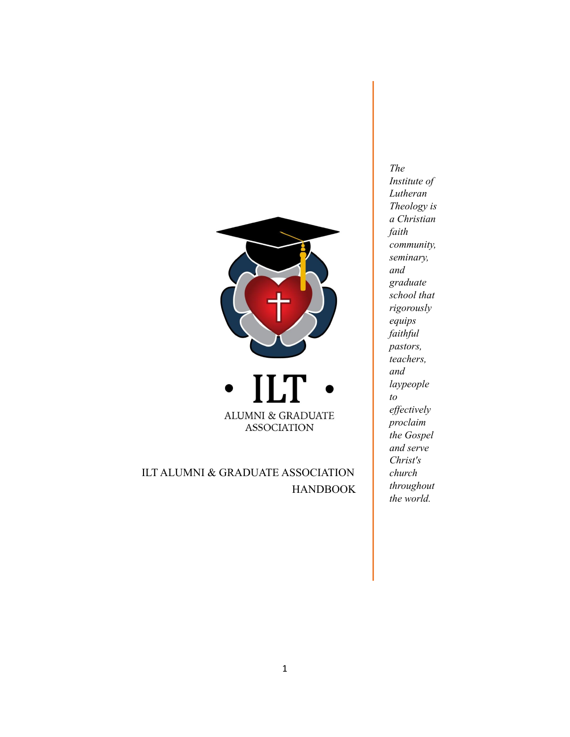• ILT •

ALUMNI & GRADUATE ASSOCIATION

# ILT ALUMNI & GRADUATE ASSOCIATION HANDBOOK

*The Institute of Lutheran Theology is a Christian faith community, seminary, and graduate school that rigorously equips faithful pastors, teachers, and laypeople to effectively proclaim the Gospel and serve Christ's church throughout the world.*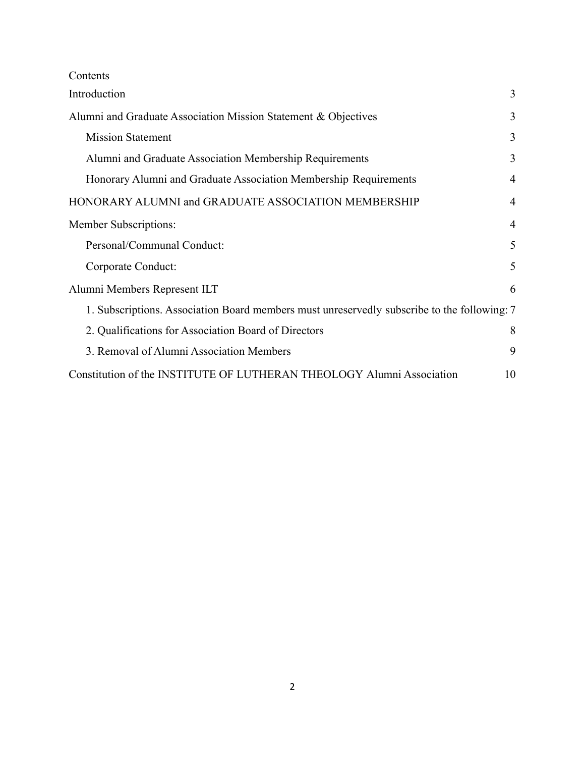Contents

| | |
|---|---|
| Introduction | 3 |
| Alumni and Graduate Association Mission Statement & Objectives | 3 |
| Mission Statement | 3 |
| Alumni and Graduate Association Membership Requirements | 3 |
| Honorary Alumni and Graduate Association Membership Requirements | 4 |
| HONORARY ALUMNI and GRADUATE ASSOCIATION MEMBERSHIP | 4 |
| Member Subscriptions: | 4 |
| Personal/Communal Conduct: | 5 |
| Corporate Conduct: | 5 |
| Alumni Members Represent ILT | 6 |
| 1. Subscriptions. Association Board members must unreservedly subscribe to the following: | 7 |
| 2. Qualifications for Association Board of Directors | 8 |
| 3. Removal of Alumni Association Members | 9 |
| Constitution of the INSTITUTE OF LUTHERAN THEOLOGY Alumni Association | 10 |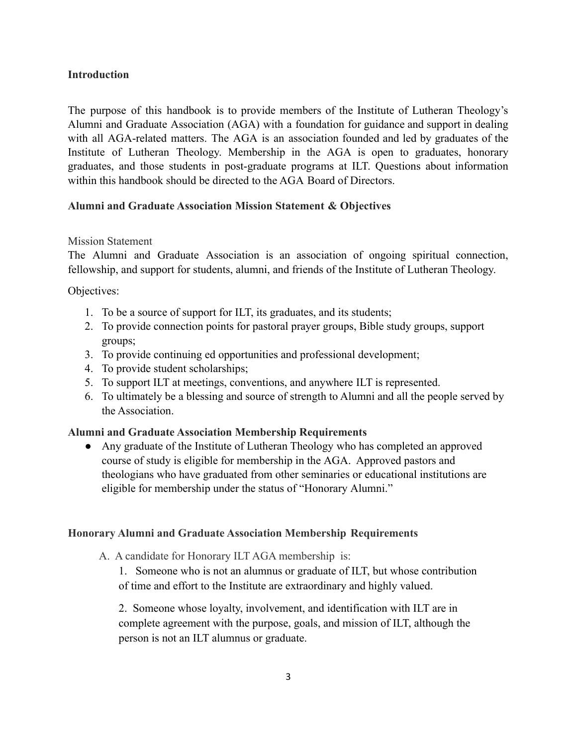## Introduction

The purpose of this handbook is to provide members of the Institute of Lutheran Theology's Alumni and Graduate Association (AGA) with a foundation for guidance and support in dealing with all AGA-related matters. The AGA is an association founded and led by graduates of the Institute of Lutheran Theology. Membership in the AGA is open to graduates, honorary graduates, and those students in post-graduate programs at ILT. Questions about information within this handbook should be directed to the AGA Board of Directors.

## Alumni and Graduate Association Mission Statement & Objectives

### Mission Statement

The Alumni and Graduate Association is an association of ongoing spiritual connection, fellowship, and support for students, alumni, and friends of the Institute of Lutheran Theology.

Objectives:

1. To be a source of support for ILT, its graduates, and its students;
2. To provide connection points for pastoral prayer groups, Bible study groups, support groups;
3. To provide continuing ed opportunities and professional development;
4. To provide student scholarships;
5. To support ILT at meetings, conventions, and anywhere ILT is represented.
6. To ultimately be a blessing and source of strength to Alumni and all the people served by the Association.

## Alumni and Graduate Association Membership Requirements

- Any graduate of the Institute of Lutheran Theology who has completed an approved course of study is eligible for membership in the AGA. Approved pastors and theologians who have graduated from other seminaries or educational institutions are eligible for membership under the status of "Honorary Alumni."

## Honorary Alumni and Graduate Association Membership Requirements

A. A candidate for Honorary ILT AGA membership is:

1. Someone who is not an alumnus or graduate of ILT, but whose contribution of time and effort to the Institute are extraordinary and highly valued.

2. Someone whose loyalty, involvement, and identification with ILT are in complete agreement with the purpose, goals, and mission of ILT, although the person is not an ILT alumnus or graduate.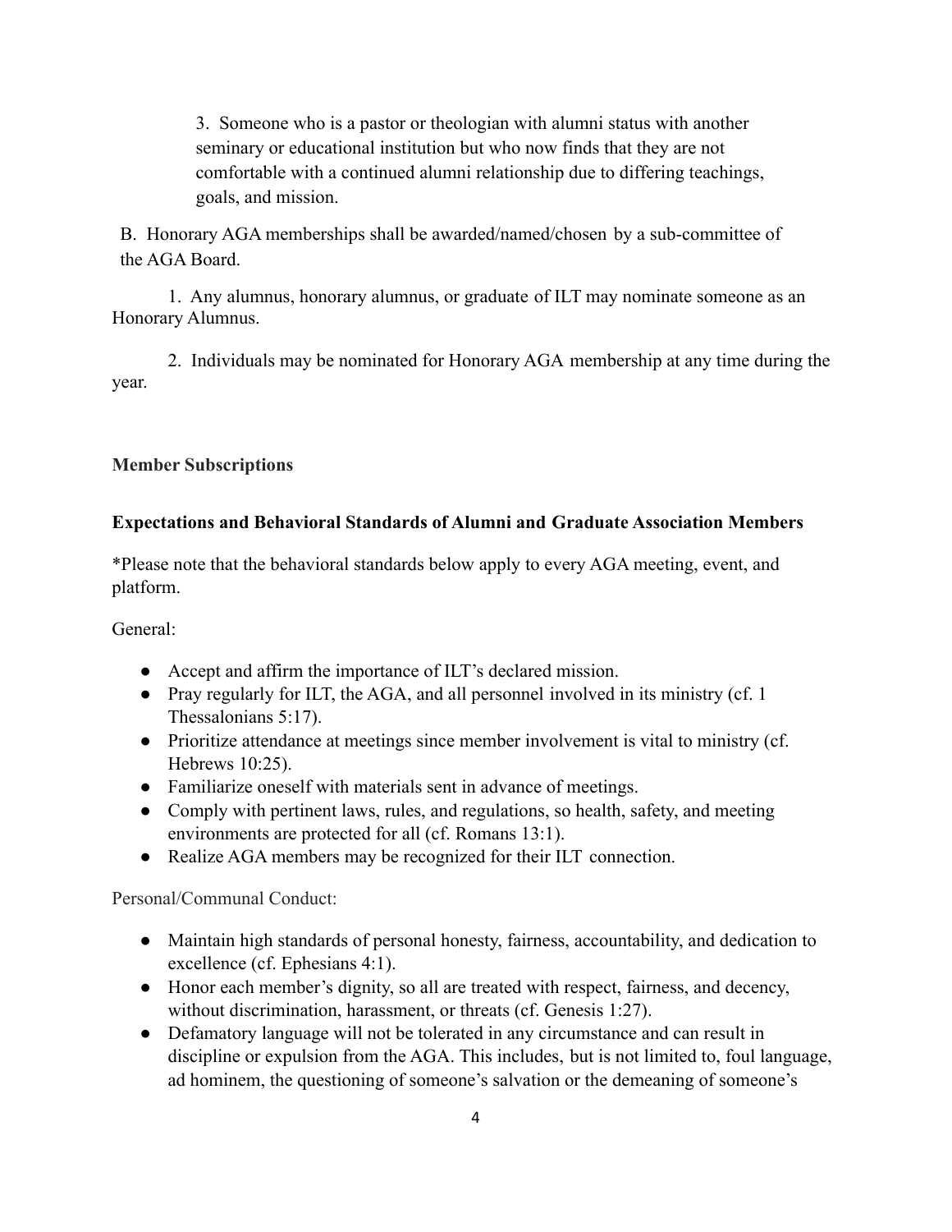3. Someone who is a pastor or theologian with alumni status with another seminary or educational institution but who now finds that they are not comfortable with a continued alumni relationship due to differing teachings, goals, and mission.

B. Honorary AGA memberships shall be awarded/named/chosen by a sub-committee of the AGA Board.

1. Any alumnus, honorary alumnus, or graduate of ILT may nominate someone as an Honorary Alumnus.

2. Individuals may be nominated for Honorary AGA membership at any time during the year.

**Member Subscriptions**

**Expectations and Behavioral Standards of Alumni and Graduate Association Members**

*Please note that the behavioral standards below apply to every AGA meeting, event, and platform.

General:

- Accept and affirm the importance of ILT's declared mission.
- Pray regularly for ILT, the AGA, and all personnel involved in its ministry (cf. 1 Thessalonians 5:17).
- Prioritize attendance at meetings since member involvement is vital to ministry (cf. Hebrews 10:25).
- Familiarize oneself with materials sent in advance of meetings.
- Comply with pertinent laws, rules, and regulations, so health, safety, and meeting environments are protected for all (cf. Romans 13:1).
- Realize AGA members may be recognized for their ILT connection.

Personal/Communal Conduct:

- Maintain high standards of personal honesty, fairness, accountability, and dedication to excellence (cf. Ephesians 4:1).
- Honor each member's dignity, so all are treated with respect, fairness, and decency, without discrimination, harassment, or threats (cf. Genesis 1:27).
- Defamatory language will not be tolerated in any circumstance and can result in discipline or expulsion from the AGA. This includes, but is not limited to, foul language, ad hominem, the questioning of someone's salvation or the demeaning of someone's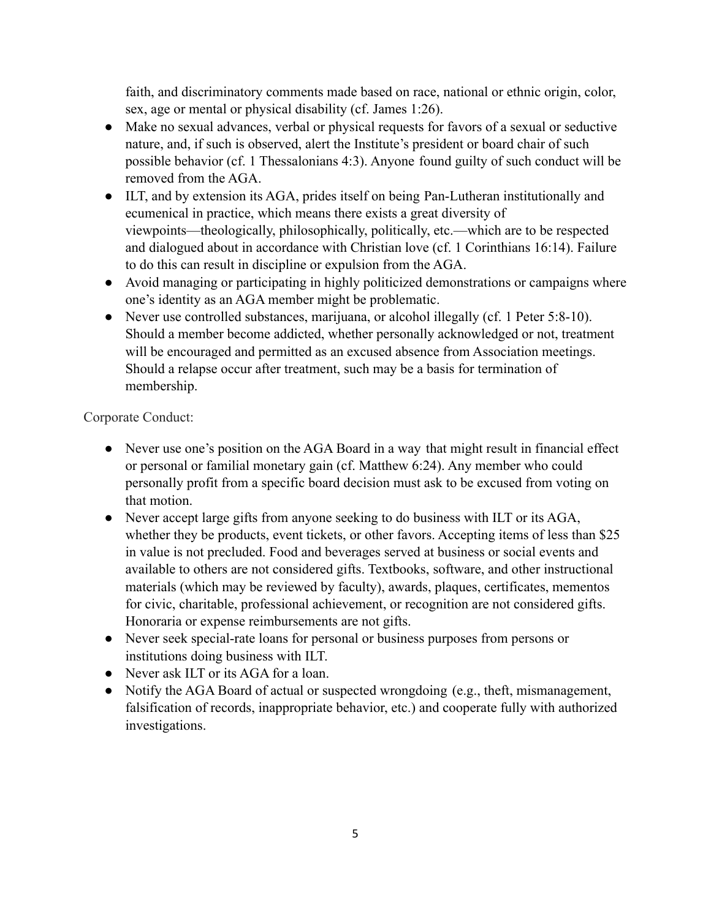faith, and discriminatory comments made based on race, national or ethnic origin, color, sex, age or mental or physical disability (cf. James 1:26).

- Make no sexual advances, verbal or physical requests for favors of a sexual or seductive nature, and, if such is observed, alert the Institute's president or board chair of such possible behavior (cf. 1 Thessalonians 4:3). Anyone found guilty of such conduct will be removed from the AGA.
- ILT, and by extension its AGA, prides itself on being Pan-Lutheran institutionally and ecumenical in practice, which means there exists a great diversity of viewpoints—theologically, philosophically, politically, etc.—which are to be respected and dialogued about in accordance with Christian love (cf. 1 Corinthians 16:14). Failure to do this can result in discipline or expulsion from the AGA.
- Avoid managing or participating in highly politicized demonstrations or campaigns where one's identity as an AGA member might be problematic.
- Never use controlled substances, marijuana, or alcohol illegally (cf. 1 Peter 5:8-10). Should a member become addicted, whether personally acknowledged or not, treatment will be encouraged and permitted as an excused absence from Association meetings. Should a relapse occur after treatment, such may be a basis for termination of membership.

Corporate Conduct:

- Never use one's position on the AGA Board in a way that might result in financial effect or personal or familial monetary gain (cf. Matthew 6:24). Any member who could personally profit from a specific board decision must ask to be excused from voting on that motion.
- Never accept large gifts from anyone seeking to do business with ILT or its AGA, whether they be products, event tickets, or other favors. Accepting items of less than $25 in value is not precluded. Food and beverages served at business or social events and available to others are not considered gifts. Textbooks, software, and other instructional materials (which may be reviewed by faculty), awards, plaques, certificates, mementos for civic, charitable, professional achievement, or recognition are not considered gifts. Honoraria or expense reimbursements are not gifts.
- Never seek special-rate loans for personal or business purposes from persons or institutions doing business with ILT.
- Never ask ILT or its AGA for a loan.
- Notify the AGA Board of actual or suspected wrongdoing (e.g., theft, mismanagement, falsification of records, inappropriate behavior, etc.) and cooperate fully with authorized investigations.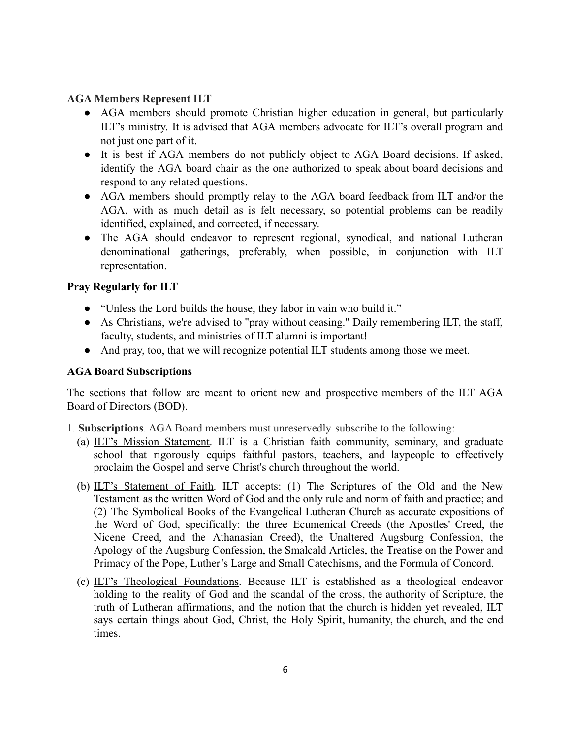**AGA Members Represent ILT**

- AGA members should promote Christian higher education in general, but particularly ILT's ministry. It is advised that AGA members advocate for ILT's overall program and not just one part of it.
- It is best if AGA members do not publicly object to AGA Board decisions. If asked, identify the AGA board chair as the one authorized to speak about board decisions and respond to any related questions.
- AGA members should promptly relay to the AGA board feedback from ILT and/or the AGA, with as much detail as is felt necessary, so potential problems can be readily identified, explained, and corrected, if necessary.
- The AGA should endeavor to represent regional, synodical, and national Lutheran denominational gatherings, preferably, when possible, in conjunction with ILT representation.

**Pray Regularly for ILT**

- "Unless the Lord builds the house, they labor in vain who build it."
- As Christians, we're advised to "pray without ceasing." Daily remembering ILT, the staff, faculty, students, and ministries of ILT alumni is important!
- And pray, too, that we will recognize potential ILT students among those we meet.

**AGA Board Subscriptions**

The sections that follow are meant to orient new and prospective members of the ILT AGA Board of Directors (BOD).

1. **Subscriptions**. AGA Board members must unreservedly subscribe to the following:
   (a) ILT's Mission Statement. ILT is a Christian faith community, seminary, and graduate school that rigorously equips faithful pastors, teachers, and laypeople to effectively proclaim the Gospel and serve Christ's church throughout the world.
   (b) ILT's Statement of Faith. ILT accepts: (1) The Scriptures of the Old and the New Testament as the written Word of God and the only rule and norm of faith and practice; and (2) The Symbolical Books of the Evangelical Lutheran Church as accurate expositions of the Word of God, specifically: the three Ecumenical Creeds (the Apostles' Creed, the Nicene Creed, and the Athanasian Creed), the Unaltered Augsburg Confession, the Apology of the Augsburg Confession, the Smalcald Articles, the Treatise on the Power and Primacy of the Pope, Luther's Large and Small Catechisms, and the Formula of Concord.
   (c) ILT's Theological Foundations. Because ILT is established as a theological endeavor holding to the reality of God and the scandal of the cross, the authority of Scripture, the truth of Lutheran affirmations, and the notion that the church is hidden yet revealed, ILT says certain things about God, Christ, the Holy Spirit, humanity, the church, and the end times.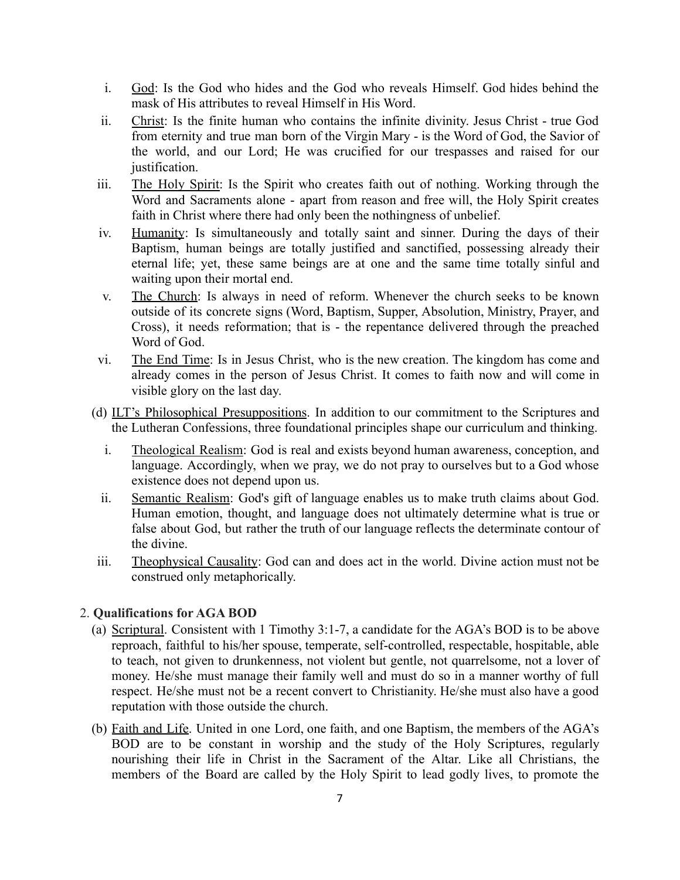i. <u>God</u>: Is the God who hides and the God who reveals Himself. God hides behind the mask of His attributes to reveal Himself in His Word.

ii. <u>Christ</u>: Is the finite human who contains the infinite divinity. Jesus Christ - true God from eternity and true man born of the Virgin Mary - is the Word of God, the Savior of the world, and our Lord; He was crucified for our trespasses and raised for our justification.

iii. <u>The Holy Spirit</u>: Is the Spirit who creates faith out of nothing. Working through the Word and Sacraments alone - apart from reason and free will, the Holy Spirit creates faith in Christ where there had only been the nothingness of unbelief.

iv. <u>Humanity</u>: Is simultaneously and totally saint and sinner. During the days of their Baptism, human beings are totally justified and sanctified, possessing already their eternal life; yet, these same beings are at one and the same time totally sinful and waiting upon their mortal end.

v. <u>The Church</u>: Is always in need of reform. Whenever the church seeks to be known outside of its concrete signs (Word, Baptism, Supper, Absolution, Ministry, Prayer, and Cross), it needs reformation; that is - the repentance delivered through the preached Word of God.

vi. <u>The End Time</u>: Is in Jesus Christ, who is the new creation. The kingdom has come and already comes in the person of Jesus Christ. It comes to faith now and will come in visible glory on the last day.

(d) <u>ILT's Philosophical Presuppositions</u>. In addition to our commitment to the Scriptures and the Lutheran Confessions, three foundational principles shape our curriculum and thinking.

i. <u>Theological Realism</u>: God is real and exists beyond human awareness, conception, and language. Accordingly, when we pray, we do not pray to ourselves but to a God whose existence does not depend upon us.

ii. <u>Semantic Realism</u>: God's gift of language enables us to make truth claims about God. Human emotion, thought, and language does not ultimately determine what is true or false about God, but rather the truth of our language reflects the determinate contour of the divine.

iii. <u>Theophysical Causality</u>: God can and does act in the world. Divine action must not be construed only metaphorically.

2. **Qualifications for AGA BOD**

(a) <u>Scriptural</u>. Consistent with 1 Timothy 3:1-7, a candidate for the AGA's BOD is to be above reproach, faithful to his/her spouse, temperate, self-controlled, respectable, hospitable, able to teach, not given to drunkenness, not violent but gentle, not quarrelsome, not a lover of money. He/she must manage their family well and must do so in a manner worthy of full respect. He/she must not be a recent convert to Christianity. He/she must also have a good reputation with those outside the church.

(b) <u>Faith and Life</u>. United in one Lord, one faith, and one Baptism, the members of the AGA's BOD are to be constant in worship and the study of the Holy Scriptures, regularly nourishing their life in Christ in the Sacrament of the Altar. Like all Christians, the members of the Board are called by the Holy Spirit to lead godly lives, to promote the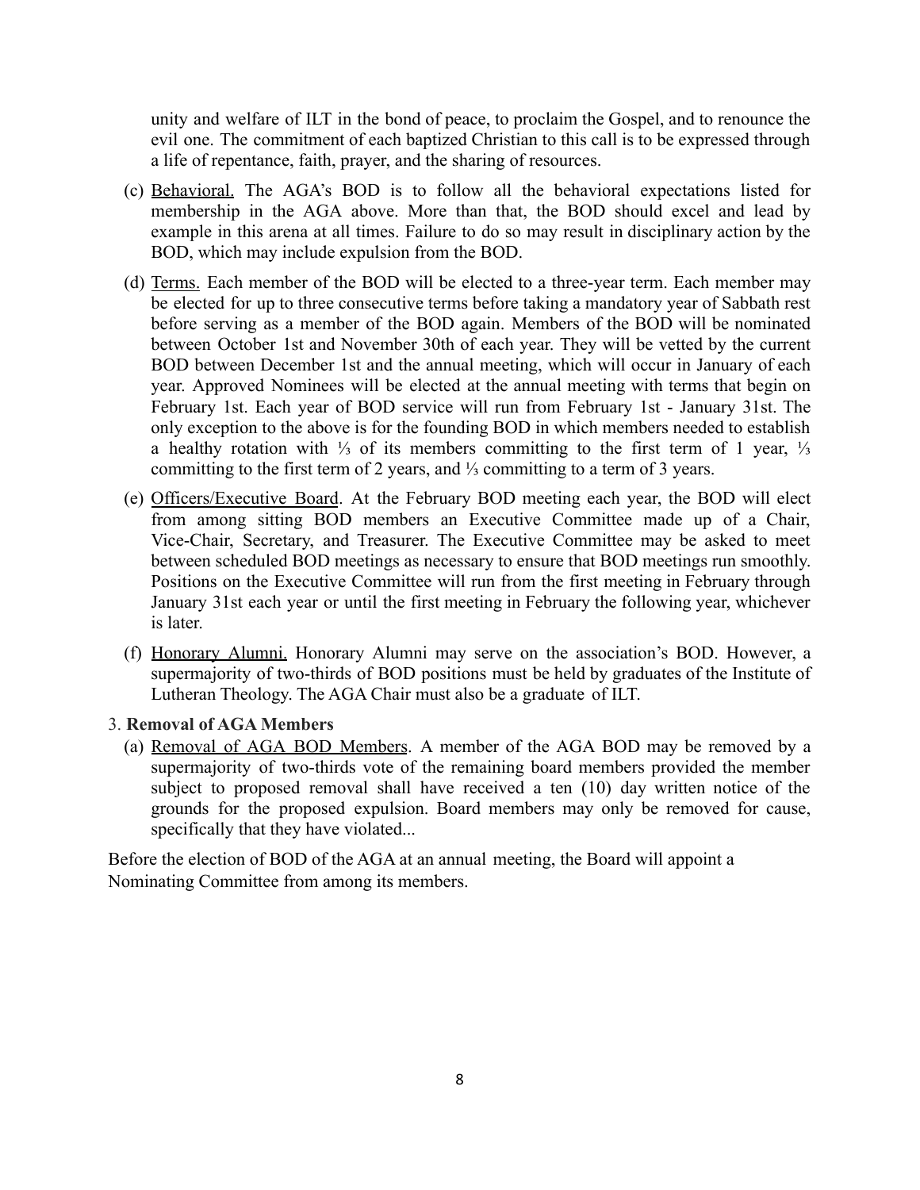unity and welfare of ILT in the bond of peace, to proclaim the Gospel, and to renounce the evil one. The commitment of each baptized Christian to this call is to be expressed through a life of repentance, faith, prayer, and the sharing of resources.

(c) Behavioral. The AGA's BOD is to follow all the behavioral expectations listed for membership in the AGA above. More than that, the BOD should excel and lead by example in this arena at all times. Failure to do so may result in disciplinary action by the BOD, which may include expulsion from the BOD.

(d) Terms. Each member of the BOD will be elected to a three-year term. Each member may be elected for up to three consecutive terms before taking a mandatory year of Sabbath rest before serving as a member of the BOD again. Members of the BOD will be nominated between October 1st and November 30th of each year. They will be vetted by the current BOD between December 1st and the annual meeting, which will occur in January of each year. Approved Nominees will be elected at the annual meeting with terms that begin on February 1st. Each year of BOD service will run from February 1st - January 31st. The only exception to the above is for the founding BOD in which members needed to establish a healthy rotation with ⅓ of its members committing to the first term of 1 year, ⅓ committing to the first term of 2 years, and ⅓ committing to a term of 3 years.

(e) Officers/Executive Board. At the February BOD meeting each year, the BOD will elect from among sitting BOD members an Executive Committee made up of a Chair, Vice-Chair, Secretary, and Treasurer. The Executive Committee may be asked to meet between scheduled BOD meetings as necessary to ensure that BOD meetings run smoothly. Positions on the Executive Committee will run from the first meeting in February through January 31st each year or until the first meeting in February the following year, whichever is later.

(f) Honorary Alumni. Honorary Alumni may serve on the association's BOD. However, a supermajority of two-thirds of BOD positions must be held by graduates of the Institute of Lutheran Theology. The AGA Chair must also be a graduate of ILT.

3. **Removal of AGA Members**

(a) Removal of AGA BOD Members. A member of the AGA BOD may be removed by a supermajority of two-thirds vote of the remaining board members provided the member subject to proposed removal shall have received a ten (10) day written notice of the grounds for the proposed expulsion. Board members may only be removed for cause, specifically that they have violated...

Before the election of BOD of the AGA at an annual meeting, the Board will appoint a Nominating Committee from among its members.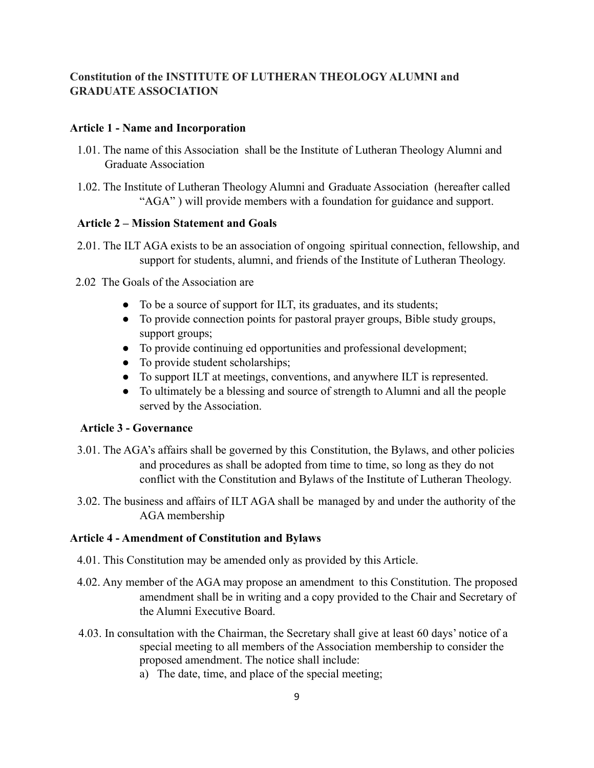**Constitution of the INSTITUTE OF LUTHERAN THEOLOGY ALUMNI and GRADUATE ASSOCIATION**

**Article 1 - Name and Incorporation**

1.01. The name of this Association shall be the Institute of Lutheran Theology Alumni and Graduate Association

1.02. The Institute of Lutheran Theology Alumni and Graduate Association (hereafter called "AGA" ) will provide members with a foundation for guidance and support.

**Article 2 – Mission Statement and Goals**

2.01. The ILT AGA exists to be an association of ongoing spiritual connection, fellowship, and support for students, alumni, and friends of the Institute of Lutheran Theology.

2.02 The Goals of the Association are

- To be a source of support for ILT, its graduates, and its students;
- To provide connection points for pastoral prayer groups, Bible study groups, support groups;
- To provide continuing ed opportunities and professional development;
- To provide student scholarships;
- To support ILT at meetings, conventions, and anywhere ILT is represented.
- To ultimately be a blessing and source of strength to Alumni and all the people served by the Association.

**Article 3 - Governance**

3.01. The AGA's affairs shall be governed by this Constitution, the Bylaws, and other policies and procedures as shall be adopted from time to time, so long as they do not conflict with the Constitution and Bylaws of the Institute of Lutheran Theology.

3.02. The business and affairs of ILT AGA shall be managed by and under the authority of the AGA membership

**Article 4 - Amendment of Constitution and Bylaws**

4.01. This Constitution may be amended only as provided by this Article.

4.02. Any member of the AGA may propose an amendment to this Constitution. The proposed amendment shall be in writing and a copy provided to the Chair and Secretary of the Alumni Executive Board.

4.03. In consultation with the Chairman, the Secretary shall give at least 60 days' notice of a special meeting to all members of the Association membership to consider the proposed amendment. The notice shall include:

a) The date, time, and place of the special meeting;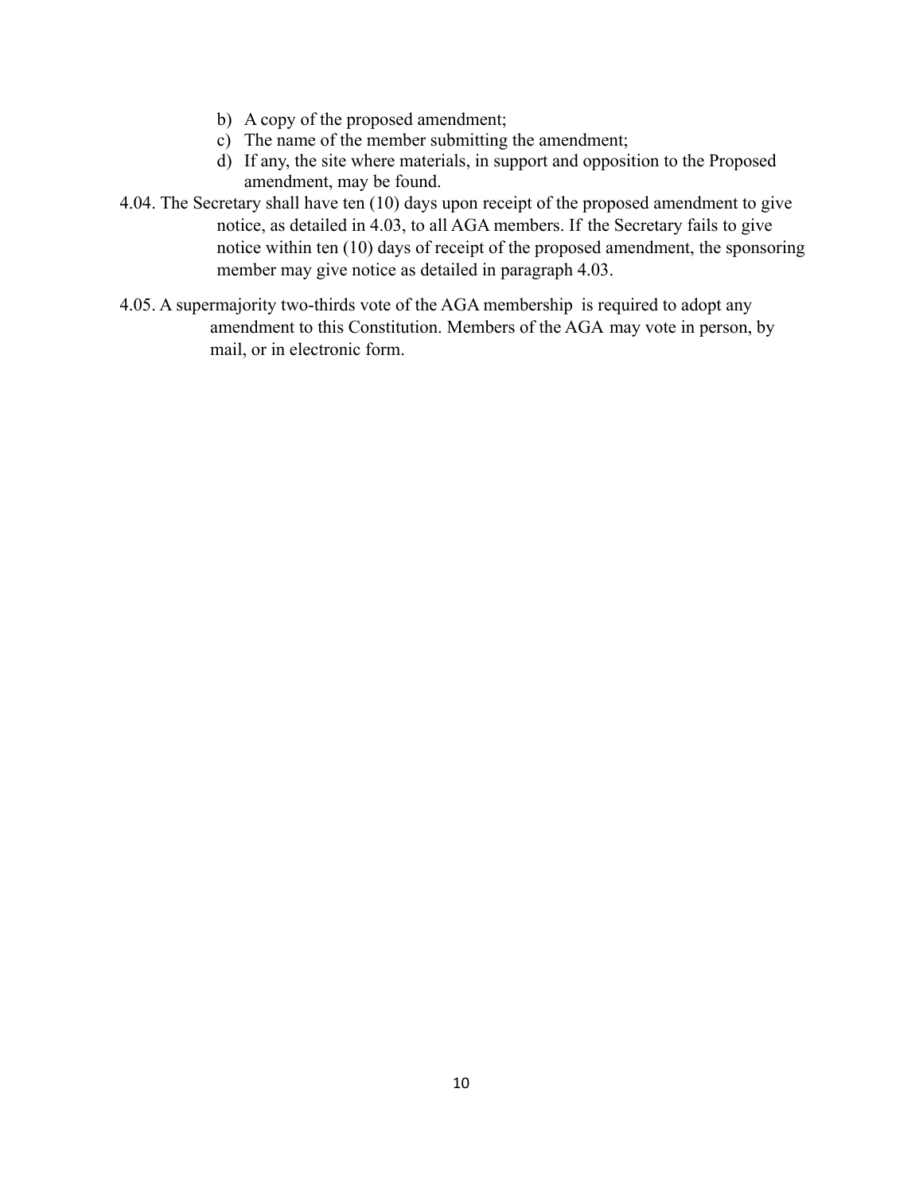b) A copy of the proposed amendment;
c) The name of the member submitting the amendment;
d) If any, the site where materials, in support and opposition to the Proposed amendment, may be found.

4.04. The Secretary shall have ten (10) days upon receipt of the proposed amendment to give notice, as detailed in 4.03, to all AGA members. If the Secretary fails to give notice within ten (10) days of receipt of the proposed amendment, the sponsoring member may give notice as detailed in paragraph 4.03.

4.05. A supermajority two-thirds vote of the AGA membership is required to adopt any amendment to this Constitution. Members of the AGA may vote in person, by mail, or in electronic form.